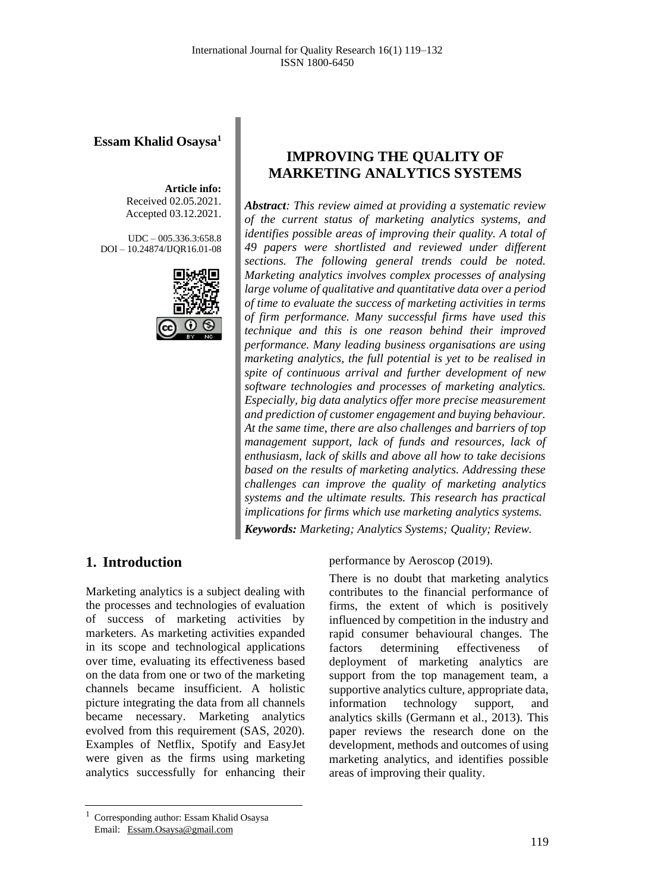**Essam Khalid Osaysa**[1]

**Article info:**
Received 02.05.2021.
Accepted 03.12.2021.

UDC – 005.336.3:658.8
DOI – 10.24874/IJQR16.01-08

# IMPROVING THE QUALITY OF MARKETING ANALYTICS SYSTEMS

***Abstract****: This review aimed at providing a systematic review of the current status of marketing analytics systems, and identifies possible areas of improving their quality. A total of 49 papers were shortlisted and reviewed under different sections. The following general trends could be noted. Marketing analytics involves complex processes of analysing large volume of qualitative and quantitative data over a period of time to evaluate the success of marketing activities in terms of firm performance. Many successful firms have used this technique and this is one reason behind their improved performance. Many leading business organisations are using marketing analytics, the full potential is yet to be realised in spite of continuous arrival and further development of new software technologies and processes of marketing analytics. Especially, big data analytics offer more precise measurement and prediction of customer engagement and buying behaviour. At the same time, there are also challenges and barriers of top management support, lack of funds and resources, lack of enthusiasm, lack of skills and above all how to take decisions based on the results of marketing analytics. Addressing these challenges can improve the quality of marketing analytics systems and the ultimate results. This research has practical implications for firms which use marketing analytics systems.*

***Keywords:*** *Marketing; Analytics Systems; Quality; Review.*

## 1. Introduction

Marketing analytics is a subject dealing with the processes and technologies of evaluation of success of marketing activities by marketers. As marketing activities expanded in its scope and technological applications over time, evaluating its effectiveness based on the data from one or two of the marketing channels became insufficient. A holistic picture integrating the data from all channels became necessary. Marketing analytics evolved from this requirement (SAS, 2020). Examples of Netflix, Spotify and EasyJet were given as the firms using marketing analytics successfully for enhancing their performance by Aeroscop (2019).

There is no doubt that marketing analytics contributes to the financial performance of firms, the extent of which is positively influenced by competition in the industry and rapid consumer behavioural changes. The factors determining effectiveness of deployment of marketing analytics are support from the top management team, a supportive analytics culture, appropriate data, information technology support, and analytics skills (Germann et al., 2013). This paper reviews the research done on the development, methods and outcomes of using marketing analytics, and identifies possible areas of improving their quality.

[1] Corresponding author: Essam Khalid Osaysa
Email: Essam.Osaysa@gmail.com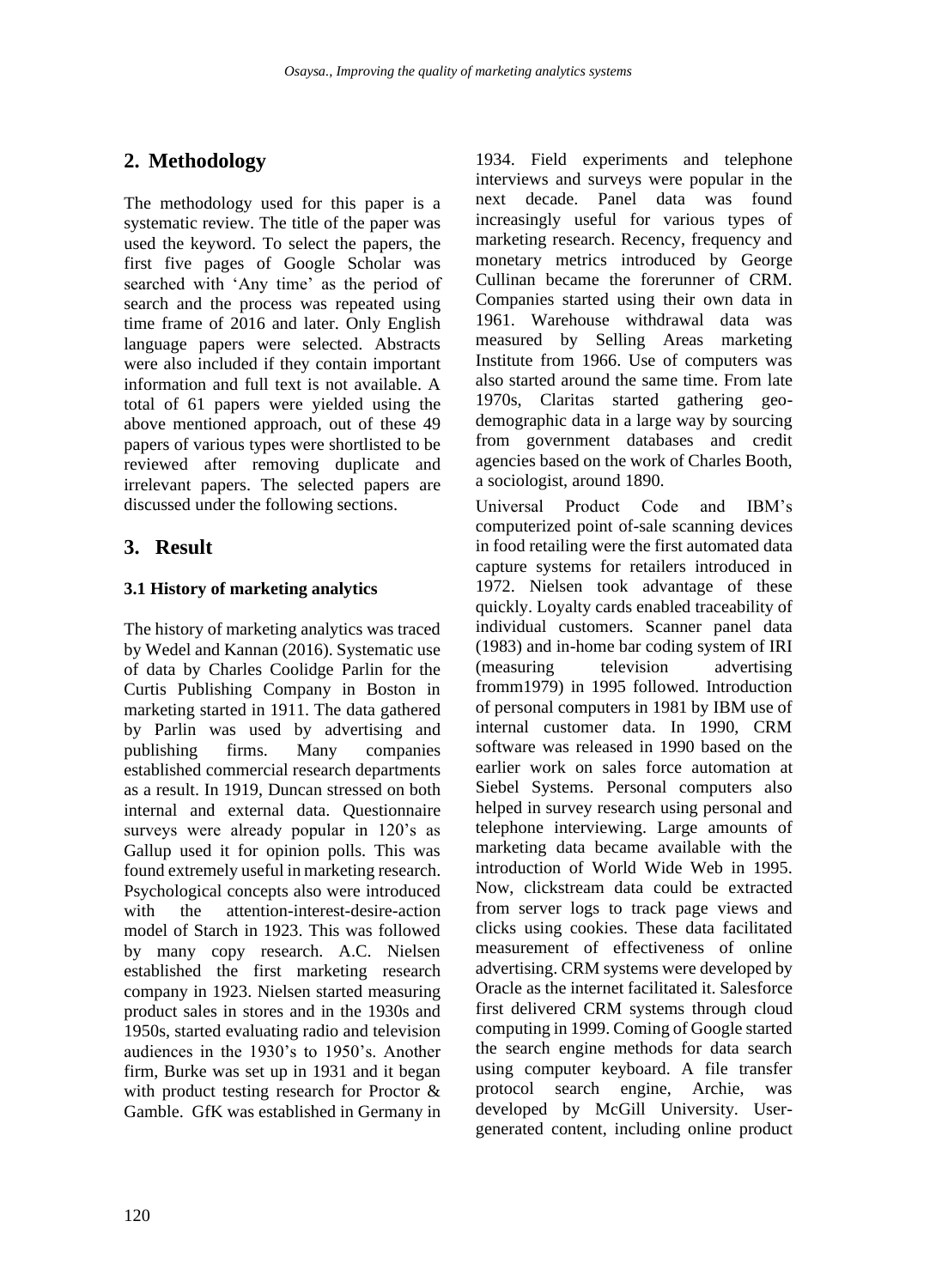## 2. Methodology

The methodology used for this paper is a systematic review. The title of the paper was used the keyword. To select the papers, the first five pages of Google Scholar was searched with 'Any time' as the period of search and the process was repeated using time frame of 2016 and later. Only English language papers were selected. Abstracts were also included if they contain important information and full text is not available. A total of 61 papers were yielded using the above mentioned approach, out of these 49 papers of various types were shortlisted to be reviewed after removing duplicate and irrelevant papers. The selected papers are discussed under the following sections.

## 3. Result

### 3.1 History of marketing analytics

The history of marketing analytics was traced by Wedel and Kannan (2016). Systematic use of data by Charles Coolidge Parlin for the Curtis Publishing Company in Boston in marketing started in 1911. The data gathered by Parlin was used by advertising and publishing firms. Many companies established commercial research departments as a result. In 1919, Duncan stressed on both internal and external data. Questionnaire surveys were already popular in 120's as Gallup used it for opinion polls. This was found extremely useful in marketing research. Psychological concepts also were introduced with the attention-interest-desire-action model of Starch in 1923. This was followed by many copy research. A.C. Nielsen established the first marketing research company in 1923. Nielsen started measuring product sales in stores and in the 1930s and 1950s, started evaluating radio and television audiences in the 1930's to 1950's. Another firm, Burke was set up in 1931 and it began with product testing research for Proctor & Gamble. GfK was established in Germany in 1934. Field experiments and telephone interviews and surveys were popular in the next decade. Panel data was found increasingly useful for various types of marketing research. Recency, frequency and monetary metrics introduced by George Cullinan became the forerunner of CRM. Companies started using their own data in 1961. Warehouse withdrawal data was measured by Selling Areas marketing Institute from 1966. Use of computers was also started around the same time. From late 1970s, Claritas started gathering geo-demographic data in a large way by sourcing from government databases and credit agencies based on the work of Charles Booth, a sociologist, around 1890.

Universal Product Code and IBM's computerized point of-sale scanning devices in food retailing were the first automated data capture systems for retailers introduced in 1972. Nielsen took advantage of these quickly. Loyalty cards enabled traceability of individual customers. Scanner panel data (1983) and in-home bar coding system of IRI (measuring television advertising fromm1979) in 1995 followed. Introduction of personal computers in 1981 by IBM use of internal customer data. In 1990, CRM software was released in 1990 based on the earlier work on sales force automation at Siebel Systems. Personal computers also helped in survey research using personal and telephone interviewing. Large amounts of marketing data became available with the introduction of World Wide Web in 1995. Now, clickstream data could be extracted from server logs to track page views and clicks using cookies. These data facilitated measurement of effectiveness of online advertising. CRM systems were developed by Oracle as the internet facilitated it. Salesforce first delivered CRM systems through cloud computing in 1999. Coming of Google started the search engine methods for data search using computer keyboard. A file transfer protocol search engine, Archie, was developed by McGill University. User-generated content, including online product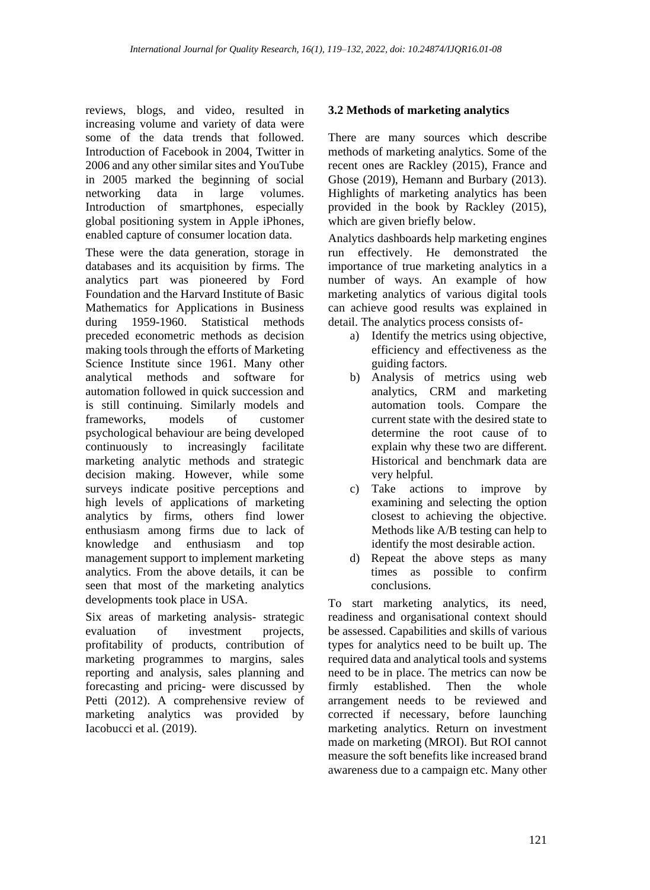reviews, blogs, and video, resulted in increasing volume and variety of data were some of the data trends that followed. Introduction of Facebook in 2004, Twitter in 2006 and any other similar sites and YouTube in 2005 marked the beginning of social networking data in large volumes. Introduction of smartphones, especially global positioning system in Apple iPhones, enabled capture of consumer location data.

These were the data generation, storage in databases and its acquisition by firms. The analytics part was pioneered by Ford Foundation and the Harvard Institute of Basic Mathematics for Applications in Business during 1959-1960. Statistical methods preceded econometric methods as decision making tools through the efforts of Marketing Science Institute since 1961. Many other analytical methods and software for automation followed in quick succession and is still continuing. Similarly models and frameworks, models of customer psychological behaviour are being developed continuously to increasingly facilitate marketing analytic methods and strategic decision making. However, while some surveys indicate positive perceptions and high levels of applications of marketing analytics by firms, others find lower enthusiasm among firms due to lack of knowledge and enthusiasm and top management support to implement marketing analytics. From the above details, it can be seen that most of the marketing analytics developments took place in USA.

Six areas of marketing analysis- strategic evaluation of investment projects, profitability of products, contribution of marketing programmes to margins, sales reporting and analysis, sales planning and forecasting and pricing- were discussed by Petti (2012). A comprehensive review of marketing analytics was provided by Iacobucci et al. (2019).

### 3.2 Methods of marketing analytics

There are many sources which describe methods of marketing analytics. Some of the recent ones are Rackley (2015), France and Ghose (2019), Hemann and Burbary (2013). Highlights of marketing analytics has been provided in the book by Rackley (2015), which are given briefly below.

Analytics dashboards help marketing engines run effectively. He demonstrated the importance of true marketing analytics in a number of ways. An example of how marketing analytics of various digital tools can achieve good results was explained in detail. The analytics process consists of-

a) Identify the metrics using objective, efficiency and effectiveness as the guiding factors.
b) Analysis of metrics using web analytics, CRM and marketing automation tools. Compare the current state with the desired state to determine the root cause of to explain why these two are different. Historical and benchmark data are very helpful.
c) Take actions to improve by examining and selecting the option closest to achieving the objective. Methods like A/B testing can help to identify the most desirable action.
d) Repeat the above steps as many times as possible to confirm conclusions.

To start marketing analytics, its need, readiness and organisational context should be assessed. Capabilities and skills of various types for analytics need to be built up. The required data and analytical tools and systems need to be in place. The metrics can now be firmly established. Then the whole arrangement needs to be reviewed and corrected if necessary, before launching marketing analytics. Return on investment made on marketing (MROI). But ROI cannot measure the soft benefits like increased brand awareness due to a campaign etc. Many other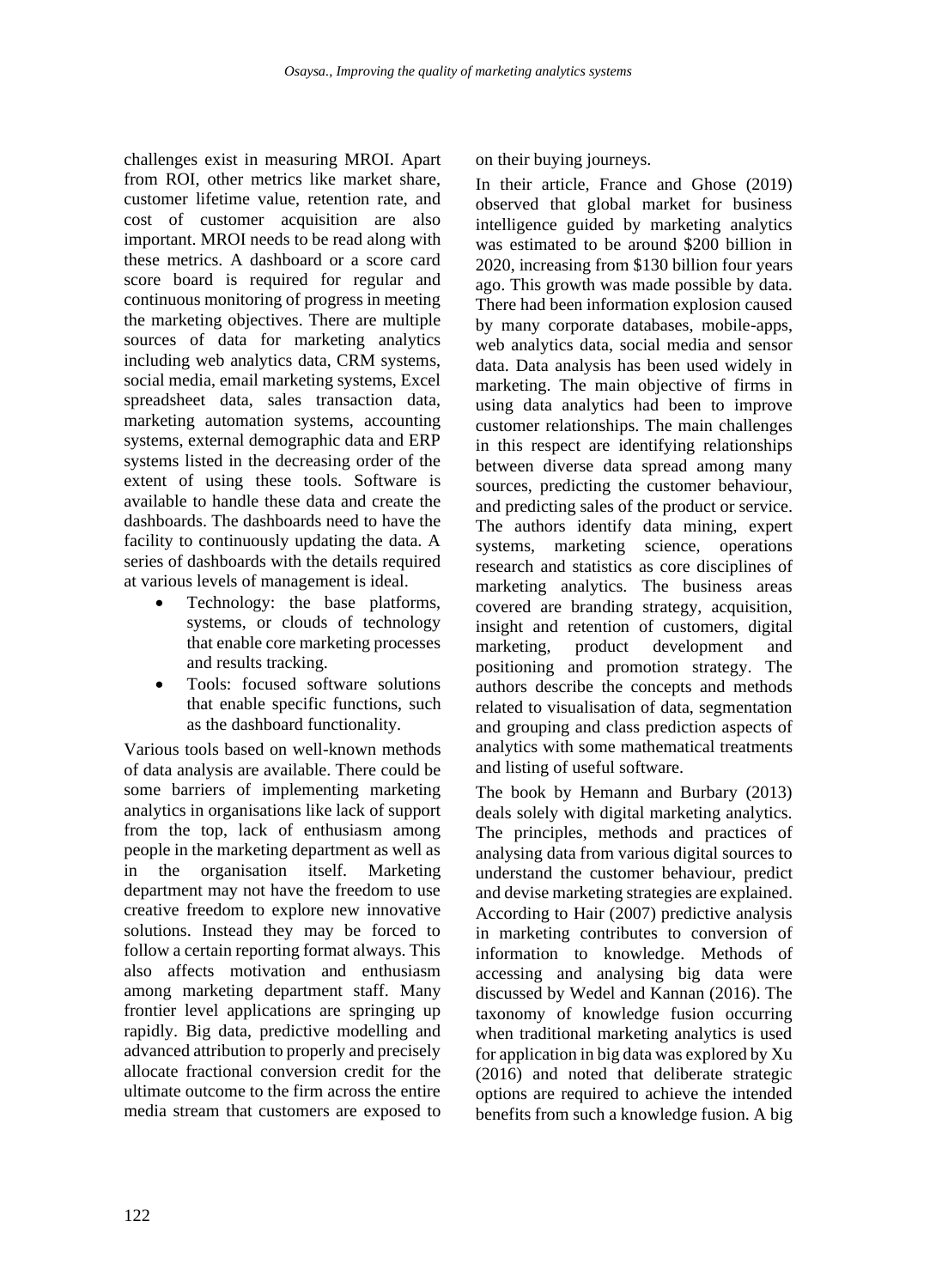challenges exist in measuring MROI. Apart from ROI, other metrics like market share, customer lifetime value, retention rate, and cost of customer acquisition are also important. MROI needs to be read along with these metrics. A dashboard or a score card score board is required for regular and continuous monitoring of progress in meeting the marketing objectives. There are multiple sources of data for marketing analytics including web analytics data, CRM systems, social media, email marketing systems, Excel spreadsheet data, sales transaction data, marketing automation systems, accounting systems, external demographic data and ERP systems listed in the decreasing order of the extent of using these tools. Software is available to handle these data and create the dashboards. The dashboards need to have the facility to continuously updating the data. A series of dashboards with the details required at various levels of management is ideal.

- Technology: the base platforms, systems, or clouds of technology that enable core marketing processes and results tracking.
- Tools: focused software solutions that enable specific functions, such as the dashboard functionality.

Various tools based on well-known methods of data analysis are available. There could be some barriers of implementing marketing analytics in organisations like lack of support from the top, lack of enthusiasm among people in the marketing department as well as in the organisation itself. Marketing department may not have the freedom to use creative freedom to explore new innovative solutions. Instead they may be forced to follow a certain reporting format always. This also affects motivation and enthusiasm among marketing department staff. Many frontier level applications are springing up rapidly. Big data, predictive modelling and advanced attribution to properly and precisely allocate fractional conversion credit for the ultimate outcome to the firm across the entire media stream that customers are exposed to on their buying journeys.

In their article, France and Ghose (2019) observed that global market for business intelligence guided by marketing analytics was estimated to be around $200 billion in 2020, increasing from $130 billion four years ago. This growth was made possible by data. There had been information explosion caused by many corporate databases, mobile-apps, web analytics data, social media and sensor data. Data analysis has been used widely in marketing. The main objective of firms in using data analytics had been to improve customer relationships. The main challenges in this respect are identifying relationships between diverse data spread among many sources, predicting the customer behaviour, and predicting sales of the product or service. The authors identify data mining, expert systems, marketing science, operations research and statistics as core disciplines of marketing analytics. The business areas covered are branding strategy, acquisition, insight and retention of customers, digital marketing, product development and positioning and promotion strategy. The authors describe the concepts and methods related to visualisation of data, segmentation and grouping and class prediction aspects of analytics with some mathematical treatments and listing of useful software.

The book by Hemann and Burbary (2013) deals solely with digital marketing analytics. The principles, methods and practices of analysing data from various digital sources to understand the customer behaviour, predict and devise marketing strategies are explained. According to Hair (2007) predictive analysis in marketing contributes to conversion of information to knowledge. Methods of accessing and analysing big data were discussed by Wedel and Kannan (2016). The taxonomy of knowledge fusion occurring when traditional marketing analytics is used for application in big data was explored by Xu (2016) and noted that deliberate strategic options are required to achieve the intended benefits from such a knowledge fusion. A big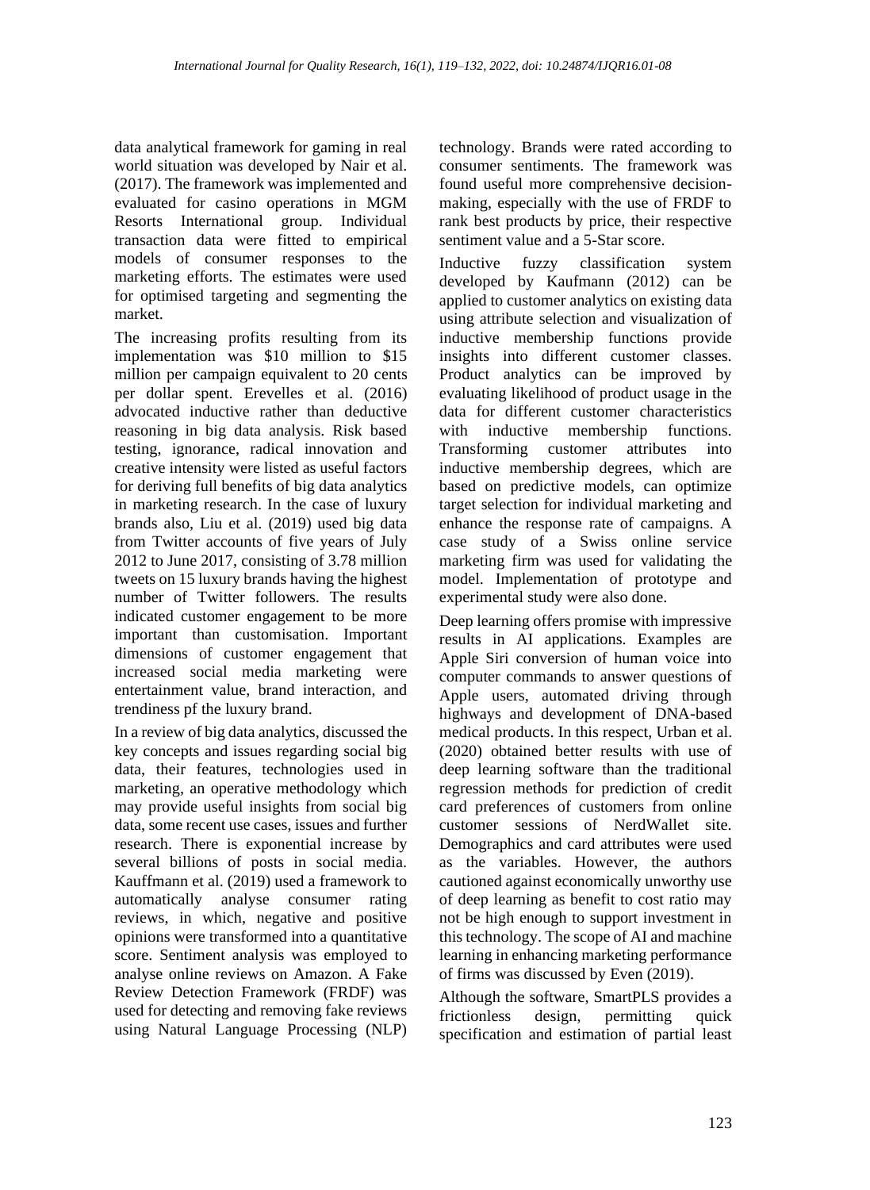data analytical framework for gaming in real world situation was developed by Nair et al. (2017). The framework was implemented and evaluated for casino operations in MGM Resorts International group. Individual transaction data were fitted to empirical models of consumer responses to the marketing efforts. The estimates were used for optimised targeting and segmenting the market.

The increasing profits resulting from its implementation was $10 million to $15 million per campaign equivalent to 20 cents per dollar spent. Erevelles et al. (2016) advocated inductive rather than deductive reasoning in big data analysis. Risk based testing, ignorance, radical innovation and creative intensity were listed as useful factors for deriving full benefits of big data analytics in marketing research. In the case of luxury brands also, Liu et al. (2019) used big data from Twitter accounts of five years of July 2012 to June 2017, consisting of 3.78 million tweets on 15 luxury brands having the highest number of Twitter followers. The results indicated customer engagement to be more important than customisation. Important dimensions of customer engagement that increased social media marketing were entertainment value, brand interaction, and trendiness pf the luxury brand.

In a review of big data analytics, discussed the key concepts and issues regarding social big data, their features, technologies used in marketing, an operative methodology which may provide useful insights from social big data, some recent use cases, issues and further research. There is exponential increase by several billions of posts in social media. Kauffmann et al. (2019) used a framework to automatically analyse consumer rating reviews, in which, negative and positive opinions were transformed into a quantitative score. Sentiment analysis was employed to analyse online reviews on Amazon. A Fake Review Detection Framework (FRDF) was used for detecting and removing fake reviews using Natural Language Processing (NLP) technology. Brands were rated according to consumer sentiments. The framework was found useful more comprehensive decision-making, especially with the use of FRDF to rank best products by price, their respective sentiment value and a 5-Star score.

Inductive fuzzy classification system developed by Kaufmann (2012) can be applied to customer analytics on existing data using attribute selection and visualization of inductive membership functions provide insights into different customer classes. Product analytics can be improved by evaluating likelihood of product usage in the data for different customer characteristics with inductive membership functions. Transforming customer attributes into inductive membership degrees, which are based on predictive models, can optimize target selection for individual marketing and enhance the response rate of campaigns. A case study of a Swiss online service marketing firm was used for validating the model. Implementation of prototype and experimental study were also done.

Deep learning offers promise with impressive results in AI applications. Examples are Apple Siri conversion of human voice into computer commands to answer questions of Apple users, automated driving through highways and development of DNA-based medical products. In this respect, Urban et al. (2020) obtained better results with use of deep learning software than the traditional regression methods for prediction of credit card preferences of customers from online customer sessions of NerdWallet site. Demographics and card attributes were used as the variables. However, the authors cautioned against economically unworthy use of deep learning as benefit to cost ratio may not be high enough to support investment in this technology. The scope of AI and machine learning in enhancing marketing performance of firms was discussed by Even (2019).

Although the software, SmartPLS provides a frictionless design, permitting quick specification and estimation of partial least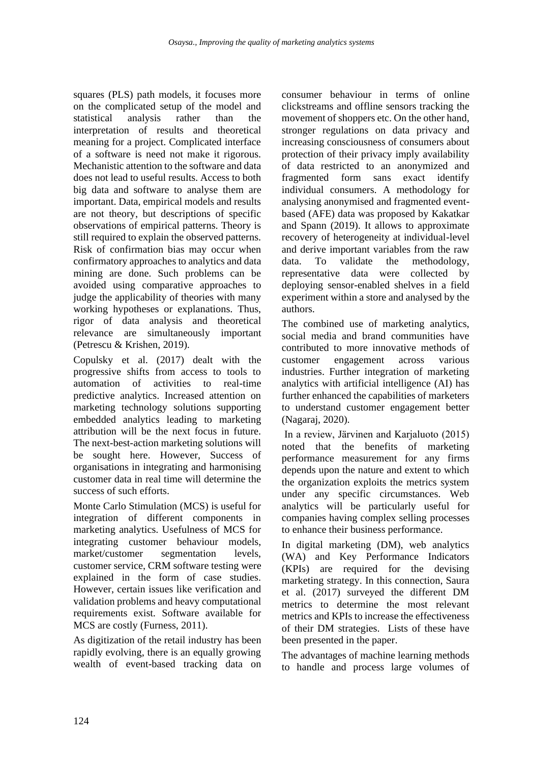squares (PLS) path models, it focuses more on the complicated setup of the model and statistical analysis rather than the interpretation of results and theoretical meaning for a project. Complicated interface of a software is need not make it rigorous. Mechanistic attention to the software and data does not lead to useful results. Access to both big data and software to analyse them are important. Data, empirical models and results are not theory, but descriptions of specific observations of empirical patterns. Theory is still required to explain the observed patterns. Risk of confirmation bias may occur when confirmatory approaches to analytics and data mining are done. Such problems can be avoided using comparative approaches to judge the applicability of theories with many working hypotheses or explanations. Thus, rigor of data analysis and theoretical relevance are simultaneously important (Petrescu & Krishen, 2019).

Copulsky et al. (2017) dealt with the progressive shifts from access to tools to automation of activities to real-time predictive analytics. Increased attention on marketing technology solutions supporting embedded analytics leading to marketing attribution will be the next focus in future. The next-best-action marketing solutions will be sought here. However, Success of organisations in integrating and harmonising customer data in real time will determine the success of such efforts.

Monte Carlo Stimulation (MCS) is useful for integration of different components in marketing analytics. Usefulness of MCS for integrating customer behaviour models, market/customer segmentation levels, customer service, CRM software testing were explained in the form of case studies. However, certain issues like verification and validation problems and heavy computational requirements exist. Software available for MCS are costly (Furness, 2011).

As digitization of the retail industry has been rapidly evolving, there is an equally growing wealth of event-based tracking data on consumer behaviour in terms of online clickstreams and offline sensors tracking the movement of shoppers etc. On the other hand, stronger regulations on data privacy and increasing consciousness of consumers about protection of their privacy imply availability of data restricted to an anonymized and fragmented form sans exact identify individual consumers. A methodology for analysing anonymised and fragmented event-based (AFE) data was proposed by Kakatkar and Spann (2019). It allows to approximate recovery of heterogeneity at individual-level and derive important variables from the raw data. To validate the methodology, representative data were collected by deploying sensor-enabled shelves in a field experiment within a store and analysed by the authors.

The combined use of marketing analytics, social media and brand communities have contributed to more innovative methods of customer engagement across various industries. Further integration of marketing analytics with artificial intelligence (AI) has further enhanced the capabilities of marketers to understand customer engagement better (Nagaraj, 2020).

In a review, Järvinen and Karjaluoto (2015) noted that the benefits of marketing performance measurement for any firms depends upon the nature and extent to which the organization exploits the metrics system under any specific circumstances. Web analytics will be particularly useful for companies having complex selling processes to enhance their business performance.

In digital marketing (DM), web analytics (WA) and Key Performance Indicators (KPIs) are required for the devising marketing strategy. In this connection, Saura et al. (2017) surveyed the different DM metrics to determine the most relevant metrics and KPIs to increase the effectiveness of their DM strategies. Lists of these have been presented in the paper.

The advantages of machine learning methods to handle and process large volumes of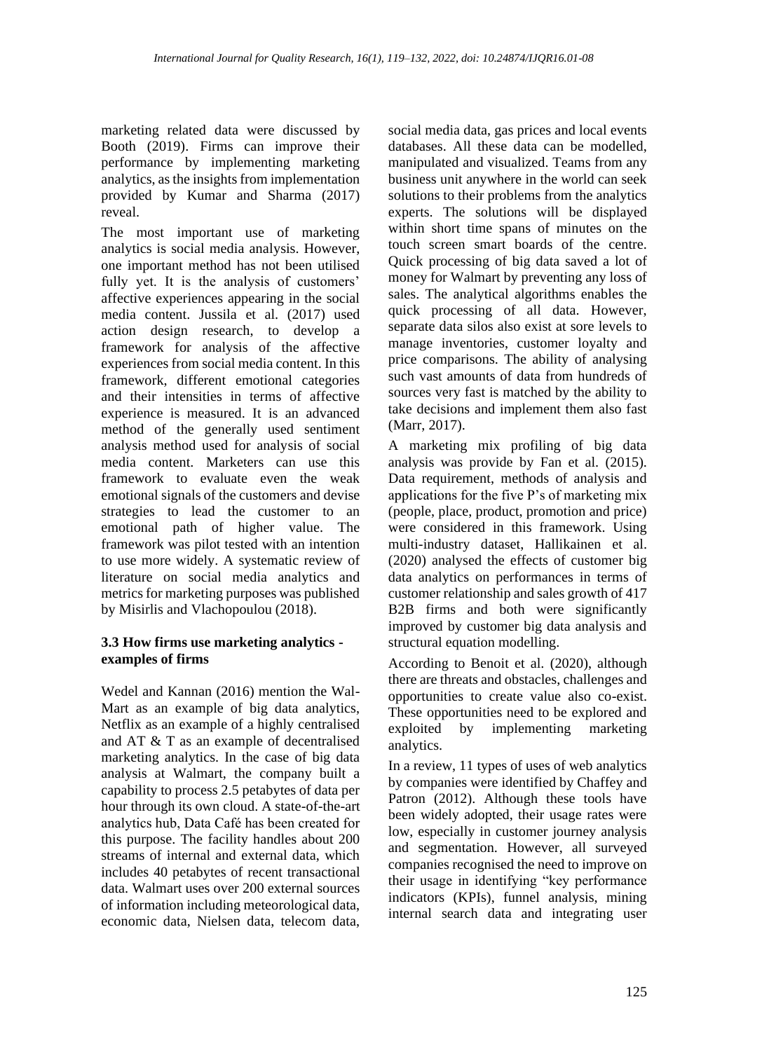marketing related data were discussed by Booth (2019). Firms can improve their performance by implementing marketing analytics, as the insights from implementation provided by Kumar and Sharma (2017) reveal.

The most important use of marketing analytics is social media analysis. However, one important method has not been utilised fully yet. It is the analysis of customers' affective experiences appearing in the social media content. Jussila et al. (2017) used action design research, to develop a framework for analysis of the affective experiences from social media content. In this framework, different emotional categories and their intensities in terms of affective experience is measured. It is an advanced method of the generally used sentiment analysis method used for analysis of social media content. Marketers can use this framework to evaluate even the weak emotional signals of the customers and devise strategies to lead the customer to an emotional path of higher value. The framework was pilot tested with an intention to use more widely. A systematic review of literature on social media analytics and metrics for marketing purposes was published by Misirlis and Vlachopoulou (2018).

### 3.3 How firms use marketing analytics - examples of firms

Wedel and Kannan (2016) mention the Wal-Mart as an example of big data analytics, Netflix as an example of a highly centralised and AT & T as an example of decentralised marketing analytics. In the case of big data analysis at Walmart, the company built a capability to process 2.5 petabytes of data per hour through its own cloud. A state-of-the-art analytics hub, Data Café has been created for this purpose. The facility handles about 200 streams of internal and external data, which includes 40 petabytes of recent transactional data. Walmart uses over 200 external sources of information including meteorological data, economic data, Nielsen data, telecom data, social media data, gas prices and local events databases. All these data can be modelled, manipulated and visualized. Teams from any business unit anywhere in the world can seek solutions to their problems from the analytics experts. The solutions will be displayed within short time spans of minutes on the touch screen smart boards of the centre. Quick processing of big data saved a lot of money for Walmart by preventing any loss of sales. The analytical algorithms enables the quick processing of all data. However, separate data silos also exist at sore levels to manage inventories, customer loyalty and price comparisons. The ability of analysing such vast amounts of data from hundreds of sources very fast is matched by the ability to take decisions and implement them also fast (Marr, 2017).

A marketing mix profiling of big data analysis was provide by Fan et al. (2015). Data requirement, methods of analysis and applications for the five P's of marketing mix (people, place, product, promotion and price) were considered in this framework. Using multi-industry dataset, Hallikainen et al. (2020) analysed the effects of customer big data analytics on performances in terms of customer relationship and sales growth of 417 B2B firms and both were significantly improved by customer big data analysis and structural equation modelling.

According to Benoit et al. (2020), although there are threats and obstacles, challenges and opportunities to create value also co-exist. These opportunities need to be explored and exploited by implementing marketing analytics.

In a review, 11 types of uses of web analytics by companies were identified by Chaffey and Patron (2012). Although these tools have been widely adopted, their usage rates were low, especially in customer journey analysis and segmentation. However, all surveyed companies recognised the need to improve on their usage in identifying "key performance indicators (KPIs), funnel analysis, mining internal search data and integrating user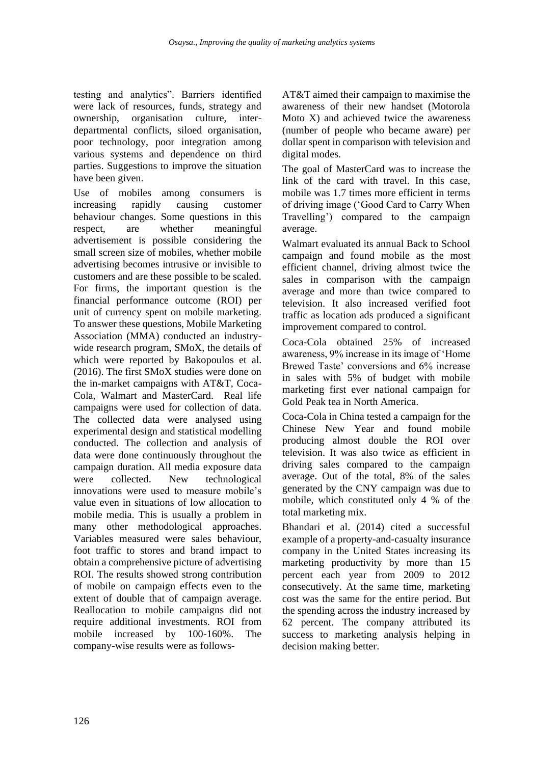testing and analytics". Barriers identified were lack of resources, funds, strategy and ownership, organisation culture, inter-departmental conflicts, siloed organisation, poor technology, poor integration among various systems and dependence on third parties. Suggestions to improve the situation have been given.

Use of mobiles among consumers is increasing rapidly causing customer behaviour changes. Some questions in this respect, are whether meaningful advertisement is possible considering the small screen size of mobiles, whether mobile advertising becomes intrusive or invisible to customers and are these possible to be scaled. For firms, the important question is the financial performance outcome (ROI) per unit of currency spent on mobile marketing. To answer these questions, Mobile Marketing Association (MMA) conducted an industry-wide research program, SMoX, the details of which were reported by Bakopoulos et al. (2016). The first SMoX studies were done on the in-market campaigns with AT&T, Coca-Cola, Walmart and MasterCard. Real life campaigns were used for collection of data. The collected data were analysed using experimental design and statistical modelling conducted. The collection and analysis of data were done continuously throughout the campaign duration. All media exposure data were collected. New technological innovations were used to measure mobile's value even in situations of low allocation to mobile media. This is usually a problem in many other methodological approaches. Variables measured were sales behaviour, foot traffic to stores and brand impact to obtain a comprehensive picture of advertising ROI. The results showed strong contribution of mobile on campaign effects even to the extent of double that of campaign average. Reallocation to mobile campaigns did not require additional investments. ROI from mobile increased by 100-160%. The company-wise results were as follows-

AT&T aimed their campaign to maximise the awareness of their new handset (Motorola Moto X) and achieved twice the awareness (number of people who became aware) per dollar spent in comparison with television and digital modes.

The goal of MasterCard was to increase the link of the card with travel. In this case, mobile was 1.7 times more efficient in terms of driving image ('Good Card to Carry When Travelling') compared to the campaign average.

Walmart evaluated its annual Back to School campaign and found mobile as the most efficient channel, driving almost twice the sales in comparison with the campaign average and more than twice compared to television. It also increased verified foot traffic as location ads produced a significant improvement compared to control.

Coca-Cola obtained 25% of increased awareness, 9% increase in its image of 'Home Brewed Taste' conversions and 6% increase in sales with 5% of budget with mobile marketing first ever national campaign for Gold Peak tea in North America.

Coca-Cola in China tested a campaign for the Chinese New Year and found mobile producing almost double the ROI over television. It was also twice as efficient in driving sales compared to the campaign average. Out of the total, 8% of the sales generated by the CNY campaign was due to mobile, which constituted only 4 % of the total marketing mix.

Bhandari et al. (2014) cited a successful example of a property-and-casualty insurance company in the United States increasing its marketing productivity by more than 15 percent each year from 2009 to 2012 consecutively. At the same time, marketing cost was the same for the entire period. But the spending across the industry increased by 62 percent. The company attributed its success to marketing analysis helping in decision making better.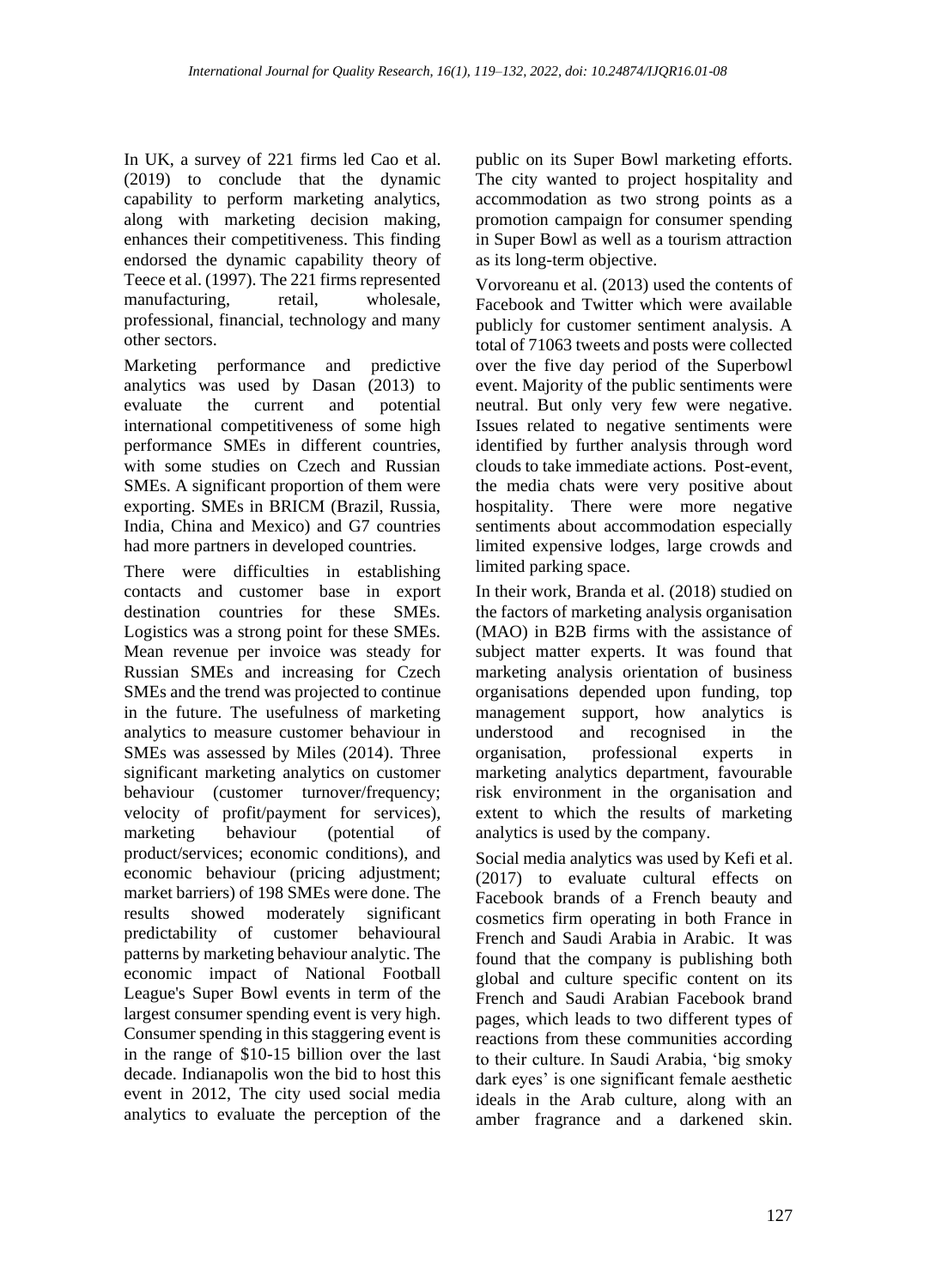In UK, a survey of 221 firms led Cao et al. (2019) to conclude that the dynamic capability to perform marketing analytics, along with marketing decision making, enhances their competitiveness. This finding endorsed the dynamic capability theory of Teece et al. (1997). The 221 firms represented manufacturing, retail, wholesale, professional, financial, technology and many other sectors.

Marketing performance and predictive analytics was used by Dasan (2013) to evaluate the current and potential international competitiveness of some high performance SMEs in different countries, with some studies on Czech and Russian SMEs. A significant proportion of them were exporting. SMEs in BRICM (Brazil, Russia, India, China and Mexico) and G7 countries had more partners in developed countries.

There were difficulties in establishing contacts and customer base in export destination countries for these SMEs. Logistics was a strong point for these SMEs. Mean revenue per invoice was steady for Russian SMEs and increasing for Czech SMEs and the trend was projected to continue in the future. The usefulness of marketing analytics to measure customer behaviour in SMEs was assessed by Miles (2014). Three significant marketing analytics on customer behaviour (customer turnover/frequency; velocity of profit/payment for services), marketing behaviour (potential of product/services; economic conditions), and economic behaviour (pricing adjustment; market barriers) of 198 SMEs were done. The results showed moderately significant predictability of customer behavioural patterns by marketing behaviour analytic. The economic impact of National Football League's Super Bowl events in term of the largest consumer spending event is very high. Consumer spending in this staggering event is in the range of $10-15 billion over the last decade. Indianapolis won the bid to host this event in 2012, The city used social media analytics to evaluate the perception of the public on its Super Bowl marketing efforts. The city wanted to project hospitality and accommodation as two strong points as a promotion campaign for consumer spending in Super Bowl as well as a tourism attraction as its long-term objective.

Vorvoreanu et al. (2013) used the contents of Facebook and Twitter which were available publicly for customer sentiment analysis. A total of 71063 tweets and posts were collected over the five day period of the Superbowl event. Majority of the public sentiments were neutral. But only very few were negative. Issues related to negative sentiments were identified by further analysis through word clouds to take immediate actions. Post-event, the media chats were very positive about hospitality. There were more negative sentiments about accommodation especially limited expensive lodges, large crowds and limited parking space.

In their work, Branda et al. (2018) studied on the factors of marketing analysis organisation (MAO) in B2B firms with the assistance of subject matter experts. It was found that marketing analysis orientation of business organisations depended upon funding, top management support, how analytics is understood and recognised in the organisation, professional experts in marketing analytics department, favourable risk environment in the organisation and extent to which the results of marketing analytics is used by the company.

Social media analytics was used by Kefi et al. (2017) to evaluate cultural effects on Facebook brands of a French beauty and cosmetics firm operating in both France in French and Saudi Arabia in Arabic. It was found that the company is publishing both global and culture specific content on its French and Saudi Arabian Facebook brand pages, which leads to two different types of reactions from these communities according to their culture. In Saudi Arabia, 'big smoky dark eyes' is one significant female aesthetic ideals in the Arab culture, along with an amber fragrance and a darkened skin.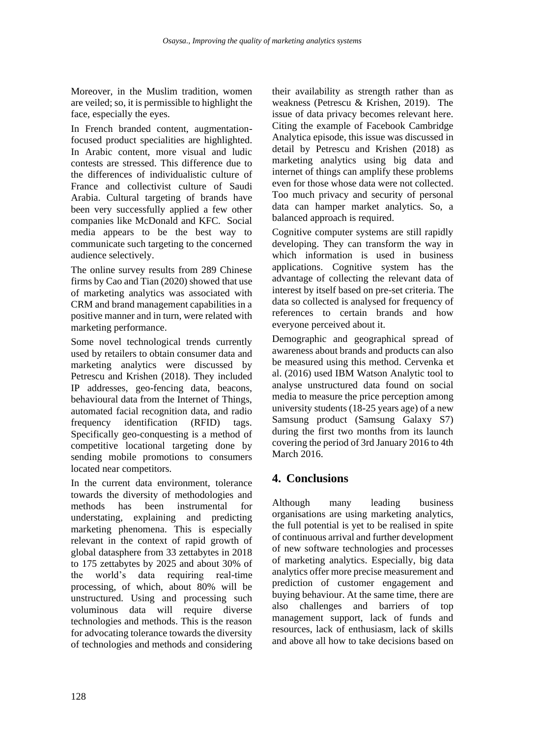Moreover, in the Muslim tradition, women are veiled; so, it is permissible to highlight the face, especially the eyes.

In French branded content, augmentation-focused product specialities are highlighted. In Arabic content, more visual and ludic contests are stressed. This difference due to the differences of individualistic culture of France and collectivist culture of Saudi Arabia. Cultural targeting of brands have been very successfully applied a few other companies like McDonald and KFC. Social media appears to be the best way to communicate such targeting to the concerned audience selectively.

The online survey results from 289 Chinese firms by Cao and Tian (2020) showed that use of marketing analytics was associated with CRM and brand management capabilities in a positive manner and in turn, were related with marketing performance.

Some novel technological trends currently used by retailers to obtain consumer data and marketing analytics were discussed by Petrescu and Krishen (2018). They included IP addresses, geo-fencing data, beacons, behavioural data from the Internet of Things, automated facial recognition data, and radio frequency identification (RFID) tags. Specifically geo-conquesting is a method of competitive locational targeting done by sending mobile promotions to consumers located near competitors.

In the current data environment, tolerance towards the diversity of methodologies and methods has been instrumental for understating, explaining and predicting marketing phenomena. This is especially relevant in the context of rapid growth of global datasphere from 33 zettabytes in 2018 to 175 zettabytes by 2025 and about 30% of the world's data requiring real-time processing, of which, about 80% will be unstructured. Using and processing such voluminous data will require diverse technologies and methods. This is the reason for advocating tolerance towards the diversity of technologies and methods and considering their availability as strength rather than as weakness (Petrescu & Krishen, 2019). The issue of data privacy becomes relevant here. Citing the example of Facebook Cambridge Analytica episode, this issue was discussed in detail by Petrescu and Krishen (2018) as marketing analytics using big data and internet of things can amplify these problems even for those whose data were not collected. Too much privacy and security of personal data can hamper market analytics. So, a balanced approach is required.

Cognitive computer systems are still rapidly developing. They can transform the way in which information is used in business applications. Cognitive system has the advantage of collecting the relevant data of interest by itself based on pre-set criteria. The data so collected is analysed for frequency of references to certain brands and how everyone perceived about it.

Demographic and geographical spread of awareness about brands and products can also be measured using this method. Cervenka et al. (2016) used IBM Watson Analytic tool to analyse unstructured data found on social media to measure the price perception among university students (18-25 years age) of a new Samsung product (Samsung Galaxy S7) during the first two months from its launch covering the period of 3rd January 2016 to 4th March 2016.

## 4. Conclusions

Although many leading business organisations are using marketing analytics, the full potential is yet to be realised in spite of continuous arrival and further development of new software technologies and processes of marketing analytics. Especially, big data analytics offer more precise measurement and prediction of customer engagement and buying behaviour. At the same time, there are also challenges and barriers of top management support, lack of funds and resources, lack of enthusiasm, lack of skills and above all how to take decisions based on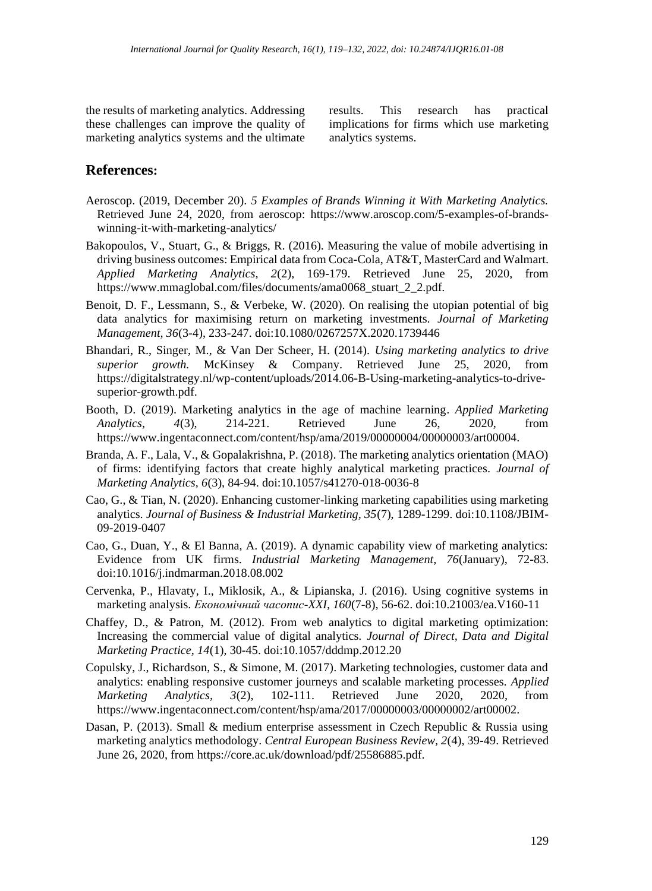the results of marketing analytics. Addressing these challenges can improve the quality of marketing analytics systems and the ultimate results. This research has practical implications for firms which use marketing analytics systems.

## References:

Aeroscop. (2019, December 20). *5 Examples of Brands Winning it With Marketing Analytics.* Retrieved June 24, 2020, from aeroscop: https://www.aroscop.com/5-examples-of-brands-winning-it-with-marketing-analytics/

Bakopoulos, V., Stuart, G., & Briggs, R. (2016). Measuring the value of mobile advertising in driving business outcomes: Empirical data from Coca-Cola, AT&T, MasterCard and Walmart. *Applied Marketing Analytics, 2*(2), 169-179. Retrieved June 25, 2020, from https://www.mmaglobal.com/files/documents/ama0068_stuart_2_2.pdf.

Benoit, D. F., Lessmann, S., & Verbeke, W. (2020). On realising the utopian potential of big data analytics for maximising return on marketing investments. *Journal of Marketing Management, 36*(3-4), 233-247. doi:10.1080/0267257X.2020.1739446

Bhandari, R., Singer, M., & Van Der Scheer, H. (2014). *Using marketing analytics to drive superior growth.* McKinsey & Company. Retrieved June 25, 2020, from https://digitalstrategy.nl/wp-content/uploads/2014.06-B-Using-marketing-analytics-to-drive-superior-growth.pdf.

Booth, D. (2019). Marketing analytics in the age of machine learning. *Applied Marketing Analytics, 4*(3), 214-221. Retrieved June 26, 2020, from https://www.ingentaconnect.com/content/hsp/ama/2019/00000004/00000003/art00004.

Branda, A. F., Lala, V., & Gopalakrishna, P. (2018). The marketing analytics orientation (MAO) of firms: identifying factors that create highly analytical marketing practices. *Journal of Marketing Analytics, 6*(3), 84-94. doi:10.1057/s41270-018-0036-8

Cao, G., & Tian, N. (2020). Enhancing customer-linking marketing capabilities using marketing analytics. *Journal of Business & Industrial Marketing, 35*(7), 1289-1299. doi:10.1108/JBIM-09-2019-0407

Cao, G., Duan, Y., & El Banna, A. (2019). A dynamic capability view of marketing analytics: Evidence from UK firms. *Industrial Marketing Management, 76*(January), 72-83. doi:10.1016/j.indmarman.2018.08.002

Cervenka, P., Hlavaty, I., Miklosik, A., & Lipianska, J. (2016). Using cognitive systems in marketing analysis. *Економічний часопис-XXI, 160*(7-8), 56-62. doi:10.21003/ea.V160-11

Chaffey, D., & Patron, M. (2012). From web analytics to digital marketing optimization: Increasing the commercial value of digital analytics. *Journal of Direct, Data and Digital Marketing Practice, 14*(1), 30-45. doi:10.1057/dddmp.2012.20

Copulsky, J., Richardson, S., & Simone, M. (2017). Marketing technologies, customer data and analytics: enabling responsive customer journeys and scalable marketing processes. *Applied Marketing Analytics, 3*(2), 102-111. Retrieved June 2020, 2020, from https://www.ingentaconnect.com/content/hsp/ama/2017/00000003/00000002/art00002.

Dasan, P. (2013). Small & medium enterprise assessment in Czech Republic & Russia using marketing analytics methodology. *Central European Business Review, 2*(4), 39-49. Retrieved June 26, 2020, from https://core.ac.uk/download/pdf/25586885.pdf.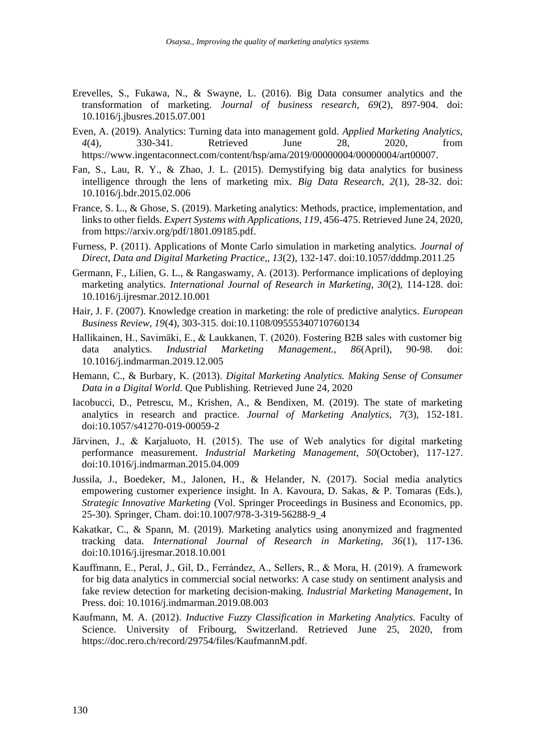Erevelles, S., Fukawa, N., & Swayne, L. (2016). Big Data consumer analytics and the transformation of marketing. *Journal of business research, 69*(2), 897-904. doi: 10.1016/j.jbusres.2015.07.001

Even, A. (2019). Analytics: Turning data into management gold. *Applied Marketing Analytics, 4*(4), 330-341. Retrieved June 28, 2020, from https://www.ingentaconnect.com/content/hsp/ama/2019/00000004/00000004/art00007.

Fan, S., Lau, R. Y., & Zhao, J. L. (2015). Demystifying big data analytics for business intelligence through the lens of marketing mix. *Big Data Research, 2*(1), 28-32. doi: 10.1016/j.bdr.2015.02.006

France, S. L., & Ghose, S. (2019). Marketing analytics: Methods, practice, implementation, and links to other fields. *Expert Systems with Applications, 119*, 456-475. Retrieved June 24, 2020, from https://arxiv.org/pdf/1801.09185.pdf.

Furness, P. (2011). Applications of Monte Carlo simulation in marketing analytics. *Journal of Direct, Data and Digital Marketing Practice,, 13*(2), 132-147. doi:10.1057/dddmp.2011.25

Germann, F., Lilien, G. L., & Rangaswamy, A. (2013). Performance implications of deploying marketing analytics. *International Journal of Research in Marketing, 30*(2), 114-128. doi: 10.1016/j.ijresmar.2012.10.001

Hair, J. F. (2007). Knowledge creation in marketing: the role of predictive analytics. *European Business Review, 19*(4), 303-315. doi:10.1108/09555340710760134

Hallikainen, H., Savimäki, E., & Laukkanen, T. (2020). Fostering B2B sales with customer big data analytics. *Industrial Marketing Management., 86*(April), 90-98. doi: 10.1016/j.indmarman.2019.12.005

Hemann, C., & Burbary, K. (2013). *Digital Marketing Analytics. Making Sense of Consumer Data in a Digital World.* Que Publishing. Retrieved June 24, 2020

Iacobucci, D., Petrescu, M., Krishen, A., & Bendixen, M. (2019). The state of marketing analytics in research and practice. *Journal of Marketing Analytics, 7*(3), 152-181. doi:10.1057/s41270-019-00059-2

Järvinen, J., & Karjaluoto, H. (2015). The use of Web analytics for digital marketing performance measurement. *Industrial Marketing Management, 50*(October), 117-127. doi:10.1016/j.indmarman.2015.04.009

Jussila, J., Boedeker, M., Jalonen, H., & Helander, N. (2017). Social media analytics empowering customer experience insight. In A. Kavoura, D. Sakas, & P. Tomaras (Eds.), *Strategic Innovative Marketing* (Vol. Springer Proceedings in Business and Economics, pp. 25-30). Springer, Cham. doi:10.1007/978-3-319-56288-9_4

Kakatkar, C., & Spann, M. (2019). Marketing analytics using anonymized and fragmented tracking data. *International Journal of Research in Marketing, 36*(1), 117-136. doi:10.1016/j.ijresmar.2018.10.001

Kauffmann, E., Peral, J., Gil, D., Ferrández, A., Sellers, R., & Mora, H. (2019). A framework for big data analytics in commercial social networks: A case study on sentiment analysis and fake review detection for marketing decision-making. *Industrial Marketing Management*, In Press. doi: 10.1016/j.indmarman.2019.08.003

Kaufmann, M. A. (2012). *Inductive Fuzzy Classification in Marketing Analytics.* Faculty of Science. University of Fribourg, Switzerland. Retrieved June 25, 2020, from https://doc.rero.ch/record/29754/files/KaufmannM.pdf.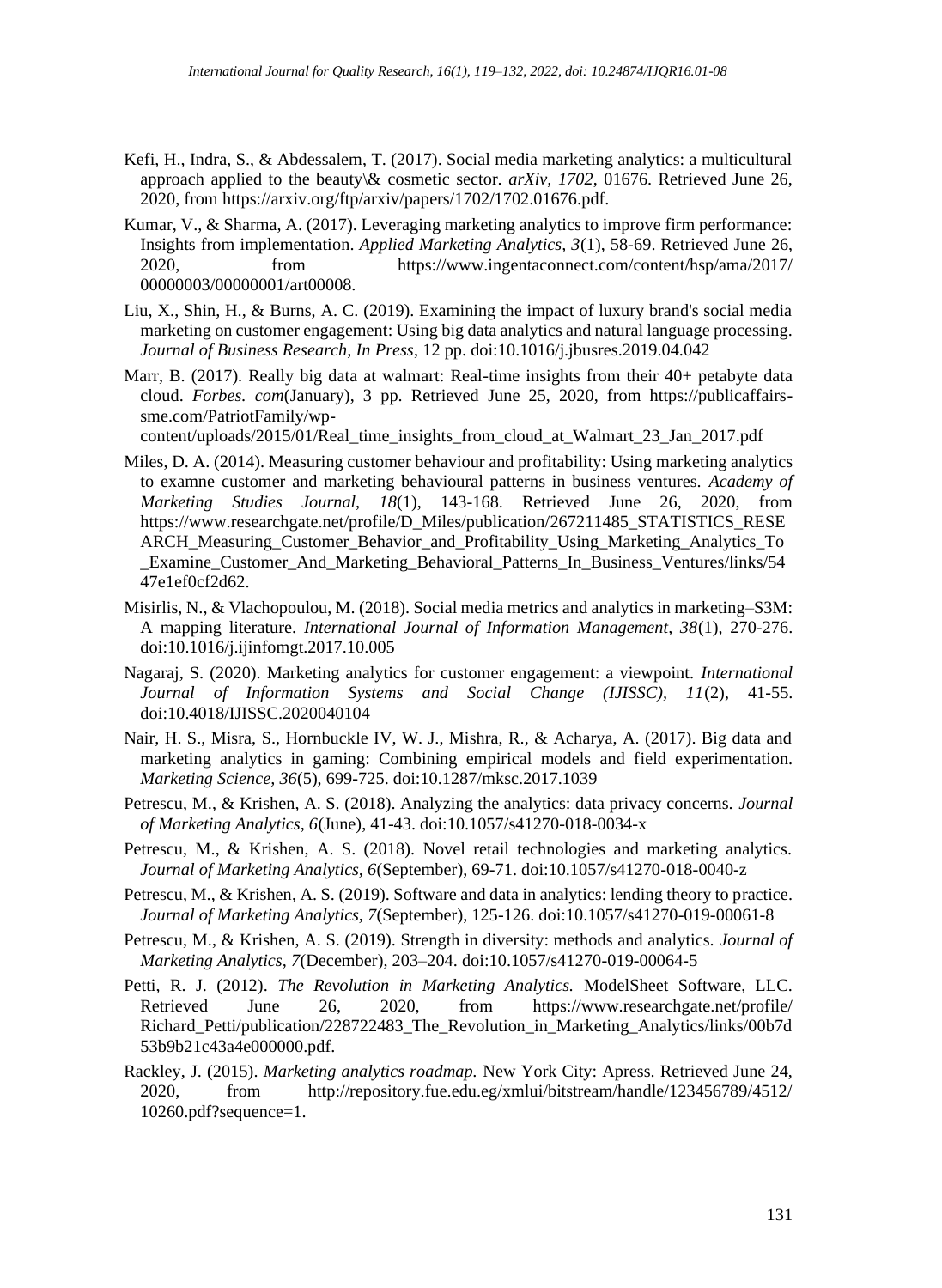Kefi, H., Indra, S., & Abdessalem, T. (2017). Social media marketing analytics: a multicultural approach applied to the beauty\& cosmetic sector. *arXiv, 1702*, 01676. Retrieved June 26, 2020, from https://arxiv.org/ftp/arxiv/papers/1702/1702.01676.pdf.

Kumar, V., & Sharma, A. (2017). Leveraging marketing analytics to improve firm performance: Insights from implementation. *Applied Marketing Analytics, 3*(1), 58-69. Retrieved June 26, 2020, from https://www.ingentaconnect.com/content/hsp/ama/2017/00000003/00000001/art00008.

Liu, X., Shin, H., & Burns, A. C. (2019). Examining the impact of luxury brand's social media marketing on customer engagement: Using big data analytics and natural language processing. *Journal of Business Research, In Press*, 12 pp. doi:10.1016/j.jbusres.2019.04.042

Marr, B. (2017). Really big data at walmart: Real-time insights from their 40+ petabyte data cloud. *Forbes. com*(January), 3 pp. Retrieved June 25, 2020, from https://publicaffairs-sme.com/PatriotFamily/wp-content/uploads/2015/01/Real_time_insights_from_cloud_at_Walmart_23_Jan_2017.pdf

Miles, D. A. (2014). Measuring customer behaviour and profitability: Using marketing analytics to examne customer and marketing behavioural patterns in business ventures. *Academy of Marketing Studies Journal, 18*(1), 143-168. Retrieved June 26, 2020, from https://www.researchgate.net/profile/D_Miles/publication/267211485_STATISTICS_RESEARCH_Measuring_Customer_Behavior_and_Profitability_Using_Marketing_Analytics_To_Examine_Customer_And_Marketing_Behavioral_Patterns_In_Business_Ventures/links/5447e1ef0cf2d62.

Misirlis, N., & Vlachopoulou, M. (2018). Social media metrics and analytics in marketing–S3M: A mapping literature. *International Journal of Information Management, 38*(1), 270-276. doi:10.1016/j.ijinfomgt.2017.10.005

Nagaraj, S. (2020). Marketing analytics for customer engagement: a viewpoint. *International Journal of Information Systems and Social Change (IJISSC), 11*(2), 41-55. doi:10.4018/IJISSC.2020040104

Nair, H. S., Misra, S., Hornbuckle IV, W. J., Mishra, R., & Acharya, A. (2017). Big data and marketing analytics in gaming: Combining empirical models and field experimentation. *Marketing Science, 36*(5), 699-725. doi:10.1287/mksc.2017.1039

Petrescu, M., & Krishen, A. S. (2018). Analyzing the analytics: data privacy concerns. *Journal of Marketing Analytics, 6*(June), 41-43. doi:10.1057/s41270-018-0034-x

Petrescu, M., & Krishen, A. S. (2018). Novel retail technologies and marketing analytics. *Journal of Marketing Analytics, 6*(September), 69-71. doi:10.1057/s41270-018-0040-z

Petrescu, M., & Krishen, A. S. (2019). Software and data in analytics: lending theory to practice. *Journal of Marketing Analytics, 7*(September), 125-126. doi:10.1057/s41270-019-00061-8

Petrescu, M., & Krishen, A. S. (2019). Strength in diversity: methods and analytics. *Journal of Marketing Analytics, 7*(December), 203–204. doi:10.1057/s41270-019-00064-5

Petti, R. J. (2012). *The Revolution in Marketing Analytics.* ModelSheet Software, LLC. Retrieved June 26, 2020, from https://www.researchgate.net/profile/Richard_Petti/publication/228722483_The_Revolution_in_Marketing_Analytics/links/00b7d53b9b21c43a4e000000.pdf.

Rackley, J. (2015). *Marketing analytics roadmap.* New York City: Apress. Retrieved June 24, 2020, from http://repository.fue.edu.eg/xmlui/bitstream/handle/123456789/4512/10260.pdf?sequence=1.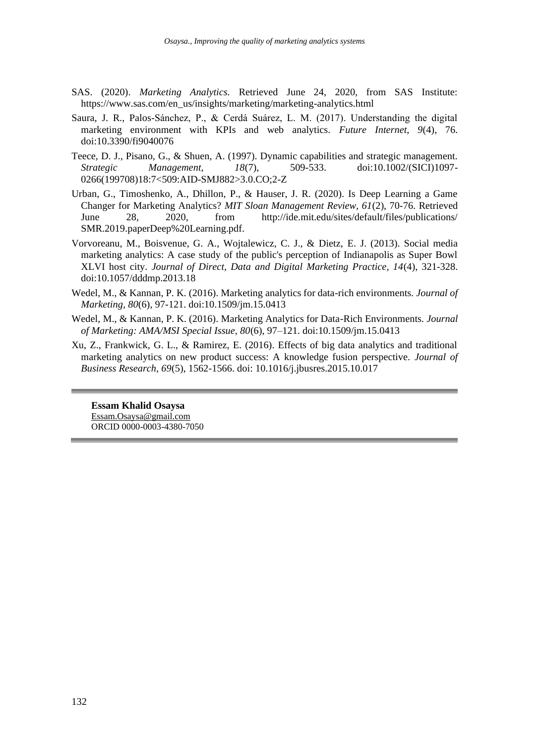SAS. (2020). *Marketing Analytics.* Retrieved June 24, 2020, from SAS Institute: https://www.sas.com/en_us/insights/marketing/marketing-analytics.html

Saura, J. R., Palos-Sánchez, P., & Cerdá Suárez, L. M. (2017). Understanding the digital marketing environment with KPIs and web analytics. *Future Internet, 9*(4), 76. doi:10.3390/fi9040076

Teece, D. J., Pisano, G., & Shuen, A. (1997). Dynamic capabilities and strategic management. *Strategic Management, 18*(7), 509-533. doi:10.1002/(SICI)1097-0266(199708)18:7<509:AID-SMJ882>3.0.CO;2-Z

Urban, G., Timoshenko, A., Dhillon, P., & Hauser, J. R. (2020). Is Deep Learning a Game Changer for Marketing Analytics? *MIT Sloan Management Review, 61*(2), 70-76. Retrieved June 28, 2020, from http://ide.mit.edu/sites/default/files/publications/SMR.2019.paperDeep%20Learning.pdf.

Vorvoreanu, M., Boisvenue, G. A., Wojtalewicz, C. J., & Dietz, E. J. (2013). Social media marketing analytics: A case study of the public's perception of Indianapolis as Super Bowl XLVI host city. *Journal of Direct, Data and Digital Marketing Practice, 14*(4), 321-328. doi:10.1057/dddmp.2013.18

Wedel, M., & Kannan, P. K. (2016). Marketing analytics for data-rich environments. *Journal of Marketing, 80*(6), 97-121. doi:10.1509/jm.15.0413

Wedel, M., & Kannan, P. K. (2016). Marketing Analytics for Data-Rich Environments. *Journal of Marketing: AMA/MSI Special Issue, 80*(6), 97–121. doi:10.1509/jm.15.0413

Xu, Z., Frankwick, G. L., & Ramirez, E. (2016). Effects of big data analytics and traditional marketing analytics on new product success: A knowledge fusion perspective. *Journal of Business Research, 69*(5), 1562-1566. doi: 10.1016/j.jbusres.2015.10.017

---

**Essam Khalid Osaysa**
Essam.Osaysa@gmail.com
ORCID 0000-0003-4380-7050